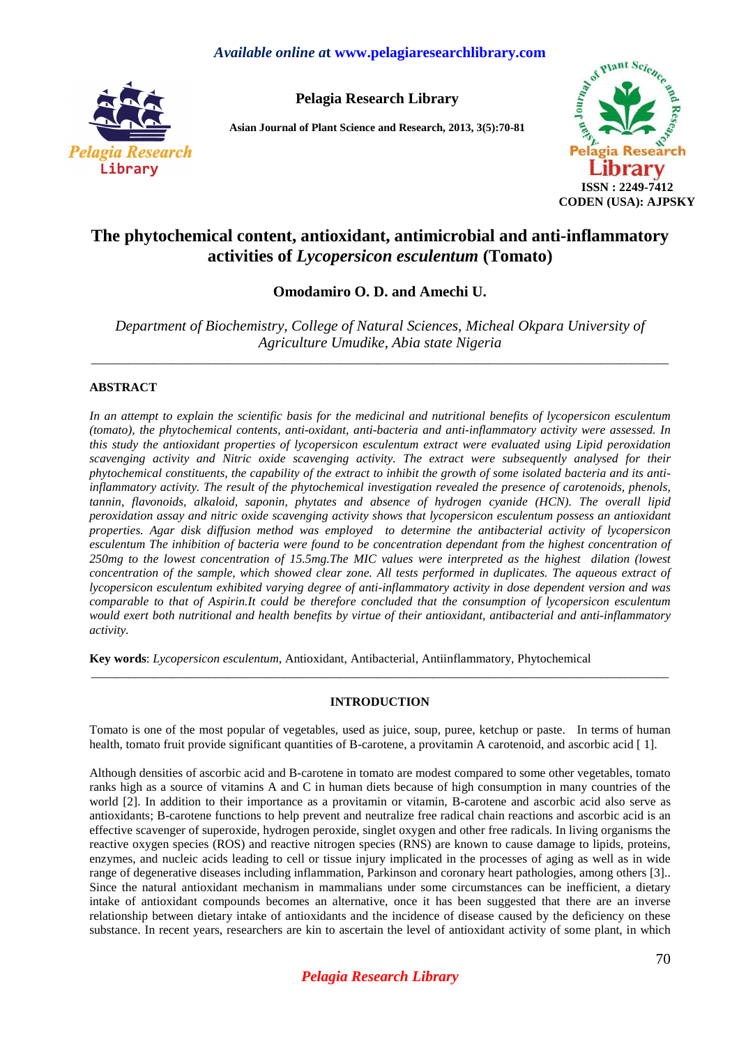# The phytochemical content, antioxidant, antimicrobial and anti-inflammatory activities of *Lycopersicon esculentum* (Tomato)

**Omodamiro O. D. and Amechi U.**

*Department of Biochemistry, College of Natural Sciences, Micheal Okpara University of Agriculture Umudike, Abia state Nigeria*

---

## ABSTRACT

*In an attempt to explain the scientific basis for the medicinal and nutritional benefits of lycopersicon esculentum (tomato), the phytochemical contents, anti-oxidant, anti-bacteria and anti-inflammatory activity were assessed. In this study the antioxidant properties of lycopersicon esculentum extract were evaluated using Lipid peroxidation scavenging activity and Nitric oxide scavenging activity. The extract were subsequently analysed for their phytochemical constituents, the capability of the extract to inhibit the growth of some isolated bacteria and its anti-inflammatory activity. The result of the phytochemical investigation revealed the presence of carotenoids, phenols, tannin, flavonoids, alkaloid, saponin, phytates and absence of hydrogen cyanide (HCN). The overall lipid peroxidation assay and nitric oxide scavenging activity shows that lycopersicon esculentum possess an antioxidant properties. Agar disk diffusion method was employed to determine the antibacterial activity of lycopersicon esculentum The inhibition of bacteria were found to be concentration dependant from the highest concentration of 250mg to the lowest concentration of 15.5mg.The MIC values were interpreted as the highest dilation (lowest concentration of the sample, which showed clear zone. All tests performed in duplicates. The aqueous extract of lycopersicon esculentum exhibited varying degree of anti-inflammatory activity in dose dependent version and was comparable to that of Aspirin.It could be therefore concluded that the consumption of lycopersicon esculentum would exert both nutritional and health benefits by virtue of their antioxidant, antibacterial and anti-inflammatory activity.*

**Key words**: *Lycopersicon esculentum*, Antioxidant, Antibacterial, Antiinflammatory, Phytochemical

---

## INTRODUCTION

Tomato is one of the most popular of vegetables, used as juice, soup, puree, ketchup or paste. In terms of human health, tomato fruit provide significant quantities of B-carotene, a provitamin A carotenoid, and ascorbic acid [ 1].

Although densities of ascorbic acid and B-carotene in tomato are modest compared to some other vegetables, tomato ranks high as a source of vitamins A and C in human diets because of high consumption in many countries of the world [2]. In addition to their importance as a provitamin or vitamin, B-carotene and ascorbic acid also serve as antioxidants; B-carotene functions to help prevent and neutralize free radical chain reactions and ascorbic acid is an effective scavenger of superoxide, hydrogen peroxide, singlet oxygen and other free radicals. In living organisms the reactive oxygen species (ROS) and reactive nitrogen species (RNS) are known to cause damage to lipids, proteins, enzymes, and nucleic acids leading to cell or tissue injury implicated in the processes of aging as well as in wide range of degenerative diseases including inflammation, Parkinson and coronary heart pathologies, among others [3].. Since the natural antioxidant mechanism in mammalians under some circumstances can be inefficient, a dietary intake of antioxidant compounds becomes an alternative, once it has been suggested that there are an inverse relationship between dietary intake of antioxidants and the incidence of disease caused by the deficiency on these substance. In recent years, researchers are kin to ascertain the level of antioxidant activity of some plant, in which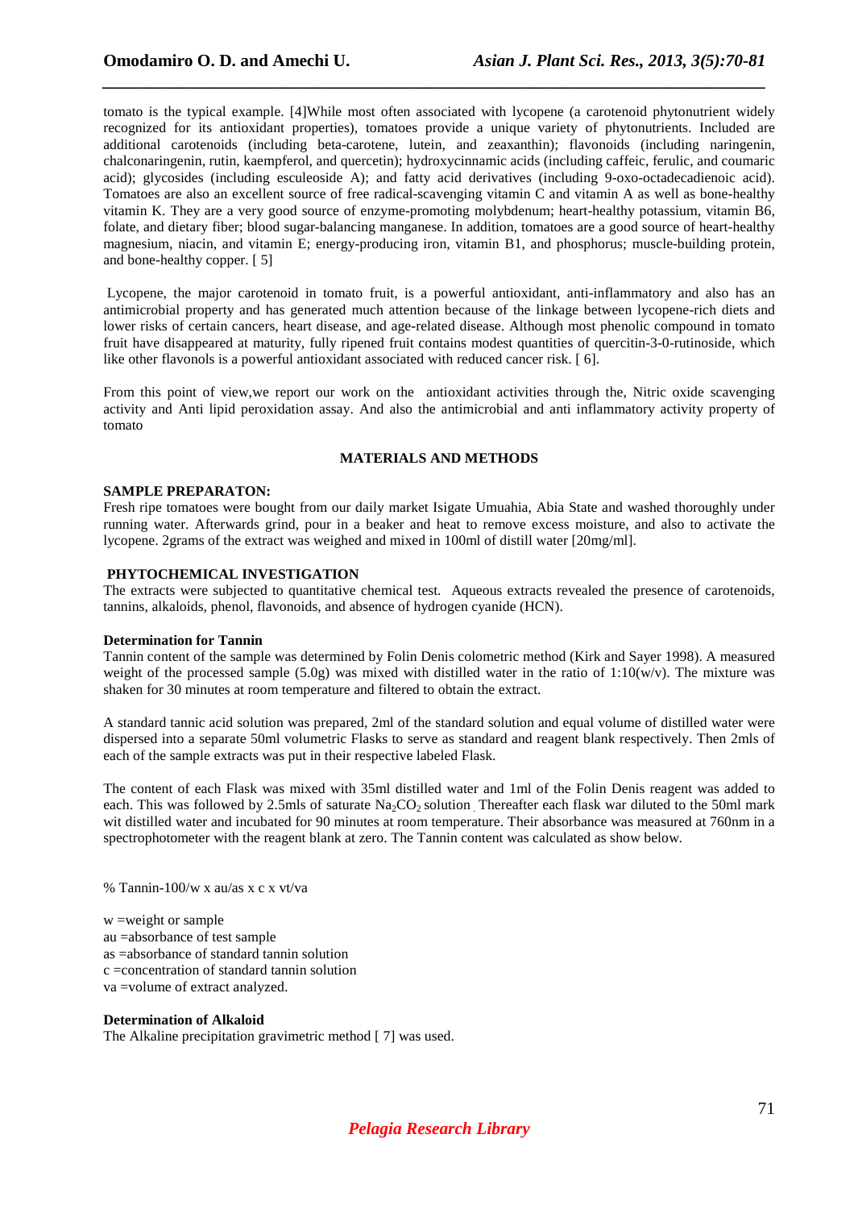tomato is the typical example. [4]While most often associated with lycopene (a carotenoid phytonutrient widely recognized for its antioxidant properties), tomatoes provide a unique variety of phytonutrients. Included are additional carotenoids (including beta-carotene, lutein, and zeaxanthin); flavonoids (including naringenin, chalconaringenin, rutin, kaempferol, and quercetin); hydroxycinnamic acids (including caffeic, ferulic, and coumaric acid); glycosides (including esculeoside A); and fatty acid derivatives (including 9-oxo-octadecadienoic acid). Tomatoes are also an excellent source of free radical-scavenging vitamin C and vitamin A as well as bone-healthy vitamin K. They are a very good source of enzyme-promoting molybdenum; heart-healthy potassium, vitamin B6, folate, and dietary fiber; blood sugar-balancing manganese. In addition, tomatoes are a good source of heart-healthy magnesium, niacin, and vitamin E; energy-producing iron, vitamin B1, and phosphorus; muscle-building protein, and bone-healthy copper. [ 5]

Lycopene, the major carotenoid in tomato fruit, is a powerful antioxidant, anti-inflammatory and also has an antimicrobial property and has generated much attention because of the linkage between lycopene-rich diets and lower risks of certain cancers, heart disease, and age-related disease. Although most phenolic compound in tomato fruit have disappeared at maturity, fully ripened fruit contains modest quantities of quercitin-3-0-rutinoside, which like other flavonols is a powerful antioxidant associated with reduced cancer risk. [ 6].

From this point of view,we report our work on the antioxidant activities through the, Nitric oxide scavenging activity and Anti lipid peroxidation assay. And also the antimicrobial and anti inflammatory activity property of tomato

## MATERIALS AND METHODS

### SAMPLE PREPARATON:

Fresh ripe tomatoes were bought from our daily market Isigate Umuahia, Abia State and washed thoroughly under running water. Afterwards grind, pour in a beaker and heat to remove excess moisture, and also to activate the lycopene. 2grams of the extract was weighed and mixed in 100ml of distill water [20mg/ml].

### PHYTOCHEMICAL INVESTIGATION

The extracts were subjected to quantitative chemical test. Aqueous extracts revealed the presence of carotenoids, tannins, alkaloids, phenol, flavonoids, and absence of hydrogen cyanide (HCN).

#### Determination for Tannin

Tannin content of the sample was determined by Folin Denis colometric method (Kirk and Sayer 1998). A measured weight of the processed sample (5.0g) was mixed with distilled water in the ratio of 1:10(w/v). The mixture was shaken for 30 minutes at room temperature and filtered to obtain the extract.

A standard tannic acid solution was prepared, 2ml of the standard solution and equal volume of distilled water were dispersed into a separate 50ml volumetric Flasks to serve as standard and reagent blank respectively. Then 2mls of each of the sample extracts was put in their respective labeled Flask.

The content of each Flask was mixed with 35ml distilled water and 1ml of the Folin Denis reagent was added to each. This was followed by 2.5mls of saturate $Na_2CO_2$ solution . Thereafter each flask war diluted to the 50ml mark wit distilled water and incubated for 90 minutes at room temperature. Their absorbance was measured at 760nm in a spectrophotometer with the reagent blank at zero. The Tannin content was calculated as show below.

% Tannin-100/w x au/as x c x vt/va

w =weight or sample
au =absorbance of test sample
as =absorbance of standard tannin solution
c =concentration of standard tannin solution
va =volume of extract analyzed.

#### Determination of Alkaloid

The Alkaline precipitation gravimetric method [ 7] was used.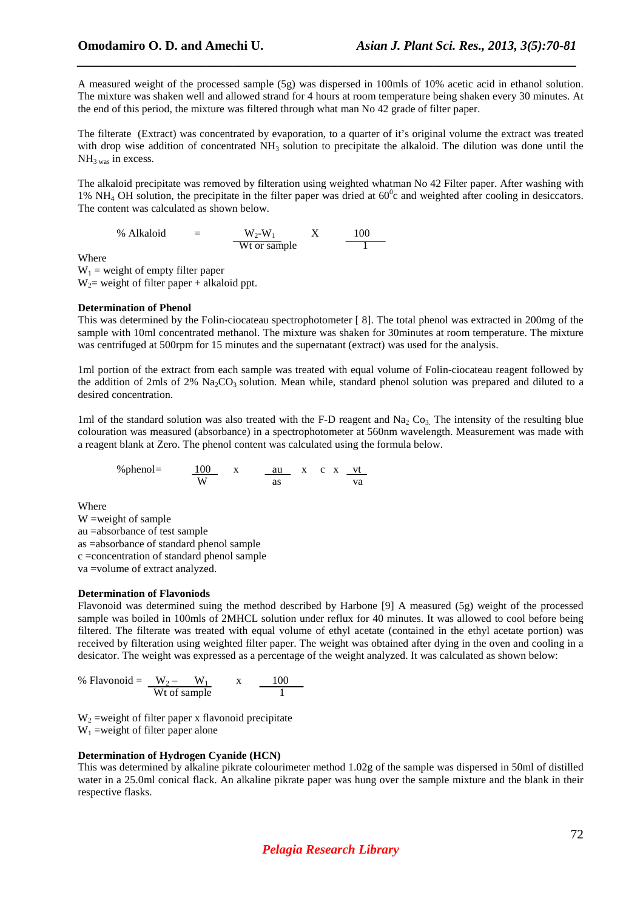A measured weight of the processed sample (5g) was dispersed in 100mls of 10% acetic acid in ethanol solution. The mixture was shaken well and allowed strand for 4 hours at room temperature being shaken every 30 minutes. At the end of this period, the mixture was filtered through what man No 42 grade of filter paper.

The filterate (Extract) was concentrated by evaporation, to a quarter of it's original volume the extract was treated with drop wise addition of concentrated $NH_3$ solution to precipitate the alkaloid. The dilution was done until the $NH_{3\text{ was}}$ in excess.

The alkaloid precipitate was removed by filteration using weighted whatman No 42 Filter paper. After washing with 1% $NH_4$ OH solution, the precipitate in the filter paper was dried at $60^0$c and weighted after cooling in desiccators. The content was calculated as shown below.

$$\% \text{ Alkaloid} = \frac{W_2\text{-}W_1}{\text{Wt or sample}} \times \frac{100}{1}$$

Where
$W_1$ = weight of empty filter paper
$W_2$= weight of filter paper + alkaloid ppt.

**Determination of Phenol**
This was determined by the Folin-ciocateau spectrophotometer [ 8]. The total phenol was extracted in 200mg of the sample with 10ml concentrated methanol. The mixture was shaken for 30minutes at room temperature. The mixture was centrifuged at 500rpm for 15 minutes and the supernatant (extract) was used for the analysis.

1ml portion of the extract from each sample was treated with equal volume of Folin-ciocateau reagent followed by the addition of 2mls of 2% $Na_2CO_3$ solution. Mean while, standard phenol solution was prepared and diluted to a desired concentration.

1ml of the standard solution was also treated with the F-D reagent and $Na_2$ $Co_3$. The intensity of the resulting blue colouration was measured (absorbance) in a spectrophotometer at 560nm wavelength. Measurement was made with a reagent blank at Zero. The phenol content was calculated using the formula below.

$$\%\text{phenol} = \frac{100}{W} \times \frac{au}{as} \times c \times \frac{vt}{va}$$

Where
W =weight of sample
au =absorbance of test sample
as =absorbance of standard phenol sample
c =concentration of standard phenol sample
va =volume of extract analyzed.

**Determination of Flavoniods**
Flavonoid was determined suing the method described by Harbone [9] A measured (5g) weight of the processed sample was boiled in 100mls of 2MHCL solution under reflux for 40 minutes. It was allowed to cool before being filtered. The filterate was treated with equal volume of ethyl acetate (contained in the ethyl acetate portion) was received by filtration using weighted filter paper. The weight was obtained after dying in the oven and cooling in a desicator. The weight was expressed as a percentage of the weight analyzed. It was calculated as shown below:

$$\% \text{ Flavonoid} = \frac{W_2 - W_1}{\text{Wt of sample}} \times \frac{100}{1}$$

$W_2$ =weight of filter paper x flavonoid precipitate
$W_1$ =weight of filter paper alone

**Determination of Hydrogen Cyanide (HCN)**
This was determined by alkaline pikrate colourimeter method 1.02g of the sample was dispersed in 50ml of distilled water in a 25.0ml conical flack. An alkaline pikrate paper was hung over the sample mixture and the blank in their respective flasks.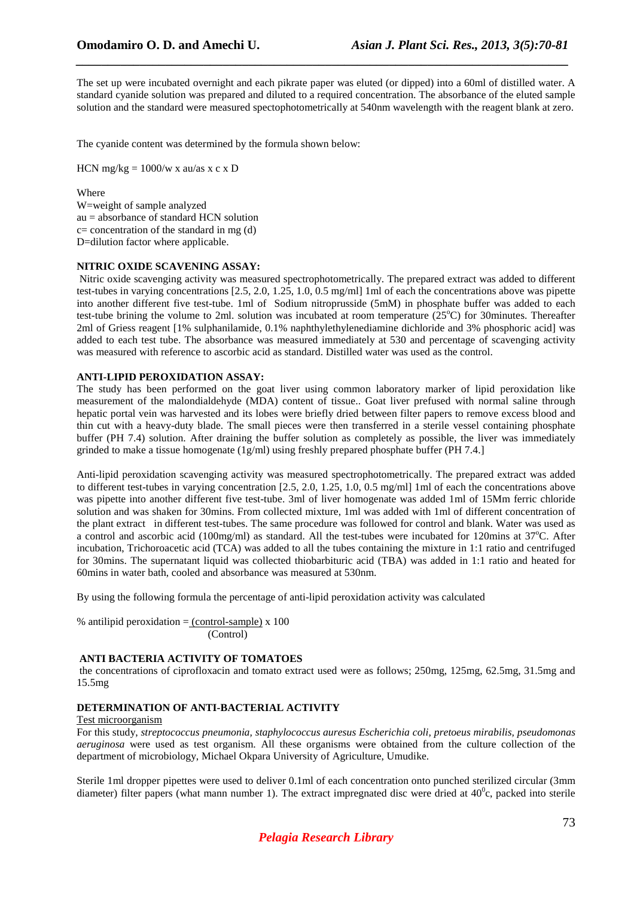The set up were incubated overnight and each pikrate paper was eluted (or dipped) into a 60ml of distilled water. A standard cyanide solution was prepared and diluted to a required concentration. The absorbance of the eluted sample solution and the standard were measured spectophotometrically at 540nm wavelength with the reagent blank at zero.

The cyanide content was determined by the formula shown below:

HCN mg/kg = 1000/w x au/as x c x D

Where
W=weight of sample analyzed
au = absorbance of standard HCN solution
c= concentration of the standard in mg (d)
D=dilution factor where applicable.

**NITRIC OXIDE SCAVENING ASSAY:**

Nitric oxide scavenging activity was measured spectrophotometrically. The prepared extract was added to different test-tubes in varying concentrations [2.5, 2.0, 1.25, 1.0, 0.5 mg/ml] 1ml of each the concentrations above was pipette into another different five test-tube. 1ml of Sodium nitroprusside (5mM) in phosphate buffer was added to each test-tube brining the volume to 2ml. solution was incubated at room temperature (25°C) for 30minutes. Thereafter 2ml of Griess reagent [1% sulphanilamide, 0.1% naphthylethylenediamine dichloride and 3% phosphoric acid] was added to each test tube. The absorbance was measured immediately at 530 and percentage of scavenging activity was measured with reference to ascorbic acid as standard. Distilled water was used as the control.

**ANTI-LIPID PEROXIDATION ASSAY:**

The study has been performed on the goat liver using common laboratory marker of lipid peroxidation like measurement of the malondialdehyde (MDA) content of tissue.. Goat liver prefused with normal saline through hepatic portal vein was harvested and its lobes were briefly dried between filter papers to remove excess blood and thin cut with a heavy-duty blade. The small pieces were then transferred in a sterile vessel containing phosphate buffer (PH 7.4) solution. After draining the buffer solution as completely as possible, the liver was immediately grinded to make a tissue homogenate (1g/ml) using freshly prepared phosphate buffer (PH 7.4.]

Anti-lipid peroxidation scavenging activity was measured spectrophotometrically. The prepared extract was added to different test-tubes in varying concentration [2.5, 2.0, 1.25, 1.0, 0.5 mg/ml] 1ml of each the concentrations above was pipette into another different five test-tube. 3ml of liver homogenate was added 1ml of 15Mm ferric chloride solution and was shaken for 30mins. From collected mixture, 1ml was added with 1ml of different concentration of the plant extract in different test-tubes. The same procedure was followed for control and blank. Water was used as a control and ascorbic acid (100mg/ml) as standard. All the test-tubes were incubated for 120mins at 37°C. After incubation, Trichoroacetic acid (TCA) was added to all the tubes containing the mixture in 1:1 ratio and centrifuged for 30mins. The supernatant liquid was collected thiobarbituric acid (TBA) was added in 1:1 ratio and heated for 60mins in water bath, cooled and absorbance was measured at 530nm.

By using the following formula the percentage of anti-lipid peroxidation activity was calculated

$$\% \text{ antilipid peroxidation} = \frac{(\text{control-sample})}{(\text{Control})} \times 100$$

**ANTI BACTERIA ACTIVITY OF TOMATOES**

the concentrations of ciprofloxacin and tomato extract used were as follows; 250mg, 125mg, 62.5mg, 31.5mg and 15.5mg

**DETERMINATION OF ANTI-BACTERIAL ACTIVITY**

Test microorganism

For this study, *streptococcus pneumonia, staphylococcus auresus Escherichia coli, pretoeus mirabilis, pseudomonas aeruginosa* were used as test organism. All these organisms were obtained from the culture collection of the department of microbiology, Michael Okpara University of Agriculture, Umudike.

Sterile 1ml dropper pipettes were used to deliver 0.1ml of each concentration onto punched sterilized circular (3mm diameter) filter papers (what mann number 1). The extract impregnated disc were dried at 40°c, packed into sterile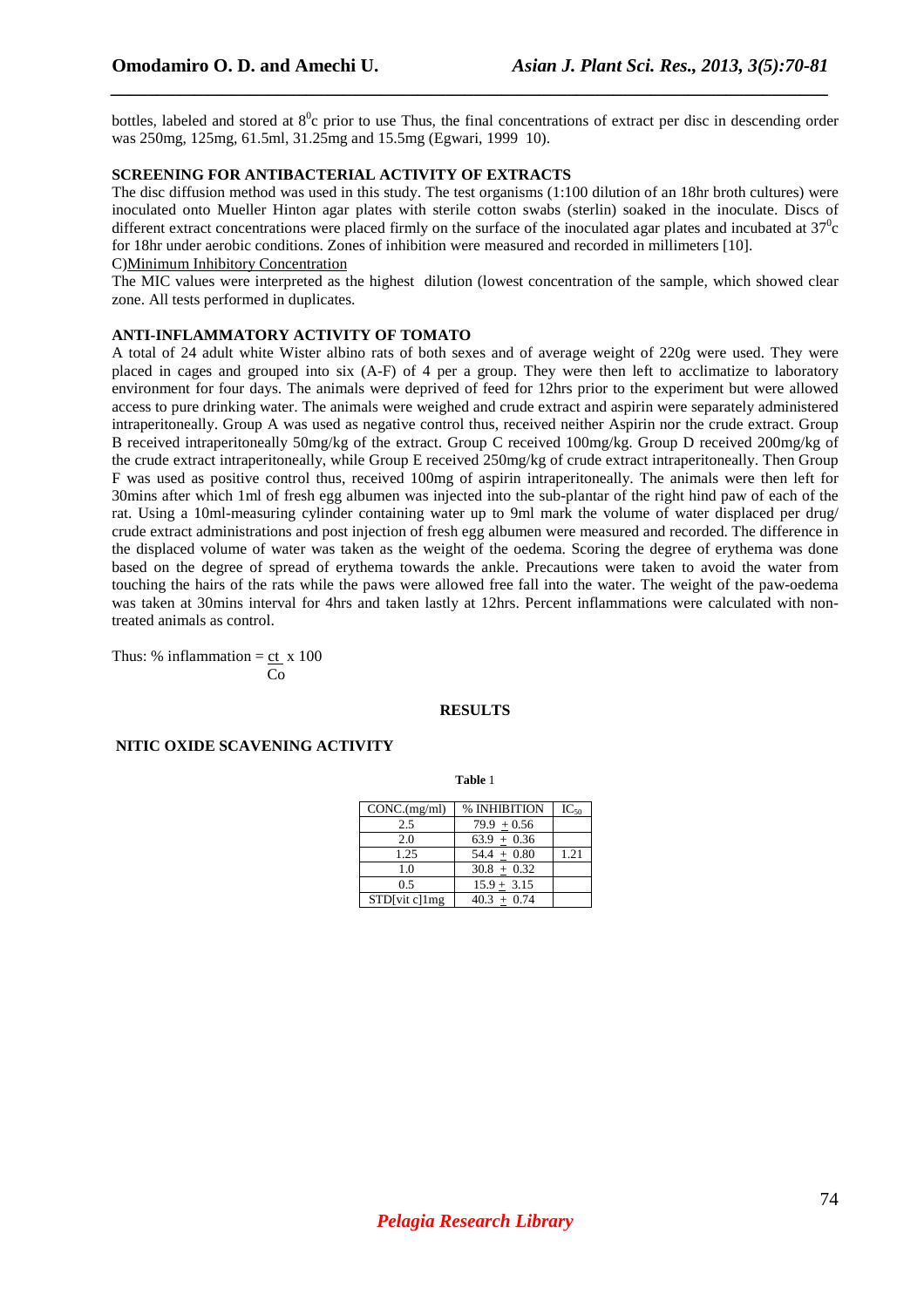bottles, labeled and stored at $8^0$c prior to use Thus, the final concentrations of extract per disc in descending order was 250mg, 125mg, 61.5ml, 31.25mg and 15.5mg (Egwari, 1999 10).

## SCREENING FOR ANTIBACTERIAL ACTIVITY OF EXTRACTS

The disc diffusion method was used in this study. The test organisms (1:100 dilution of an 18hr broth cultures) were inoculated onto Mueller Hinton agar plates with sterile cotton swabs (sterlin) soaked in the inoculate. Discs of different extract concentrations were placed firmly on the surface of the inoculated agar plates and incubated at $37^0$c for 18hr under aerobic conditions. Zones of inhibition were measured and recorded in millimeters [10].

C)Minimum Inhibitory Concentration

The MIC values were interpreted as the highest dilution (lowest concentration of the sample, which showed clear zone. All tests performed in duplicates.

## ANTI-INFLAMMATORY ACTIVITY OF TOMATO

A total of 24 adult white Wister albino rats of both sexes and of average weight of 220g were used. They were placed in cages and grouped into six (A-F) of 4 per a group. They were then left to acclimatize to laboratory environment for four days. The animals were deprived of feed for 12hrs prior to the experiment but were allowed access to pure drinking water. The animals were weighed and crude extract and aspirin were separately administered intraperitoneally. Group A was used as negative control thus, received neither Aspirin nor the crude extract. Group B received intraperitoneally 50mg/kg of the extract. Group C received 100mg/kg. Group D received 200mg/kg of the crude extract intraperitoneally, while Group E received 250mg/kg of crude extract intraperitoneally. Then Group F was used as positive control thus, received 100mg of aspirin intraperitoneally. The animals were then left for 30mins after which 1ml of fresh egg albumen was injected into the sub-plantar of the right hind paw of each of the rat. Using a 10ml-measuring cylinder containing water up to 9ml mark the volume of water displaced per drug/ crude extract administrations and post injection of fresh egg albumen were measured and recorded. The difference in the displaced volume of water was taken as the weight of the oedema. Scoring the degree of erythema was done based on the degree of spread of erythema towards the ankle. Precautions were taken to avoid the water from touching the hairs of the rats while the paws were allowed free fall into the water. The weight of the paw-oedema was taken at 30mins interval for 4hrs and taken lastly at 12hrs. Percent inflammations were calculated with non-treated animals as control.

Thus: $\% \text{ inflammation} = \frac{ct}{Co} \times 100$

# RESULTS

## NITIC OXIDE SCAVENING ACTIVITY

**Table** 1

| CONC.(mg/ml) | % INHIBITION | $IC_{50}$ |
|---|---|---|
| 2.5 | 79.9 ± 0.56 | |
| 2.0 | 63.9 ± 0.36 | |
| 1.25 | 54.4 ± 0.80 | 1.21 |
| 1.0 | 30.8 ± 0.32 | |
| 0.5 | 15.9 ± 3.15 | |
| STD[vit c]1mg | 40.3 ± 0.74 | |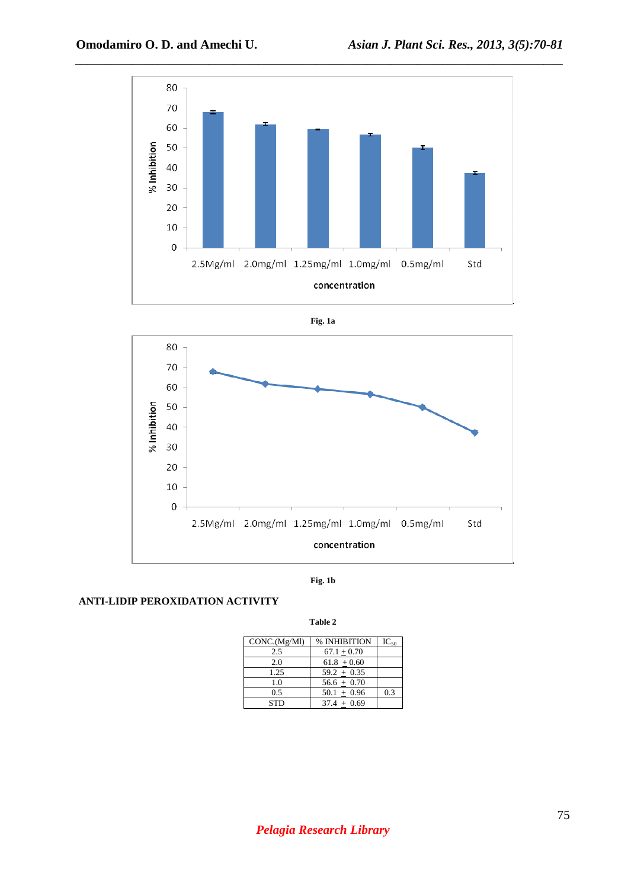Fig. 1a

Fig. 1b

## ANTI-LIDIP PEROXIDATION ACTIVITY

**Table 2**

| CONC.(Mg/Ml) | % INHIBITION | $IC_{50}$ |
|---|---|---|
| 2.5 | 67.1 ± 0.70 | |
| 2.0 | 61.8 ± 0.60 | |
| 1.25 | 59.2 ± 0.35 | |
| 1.0 | 56.6 ± 0.70 | |
| 0.5 | 50.1 ± 0.96 | 0.3 |
| STD | 37.4 ± 0.69 | |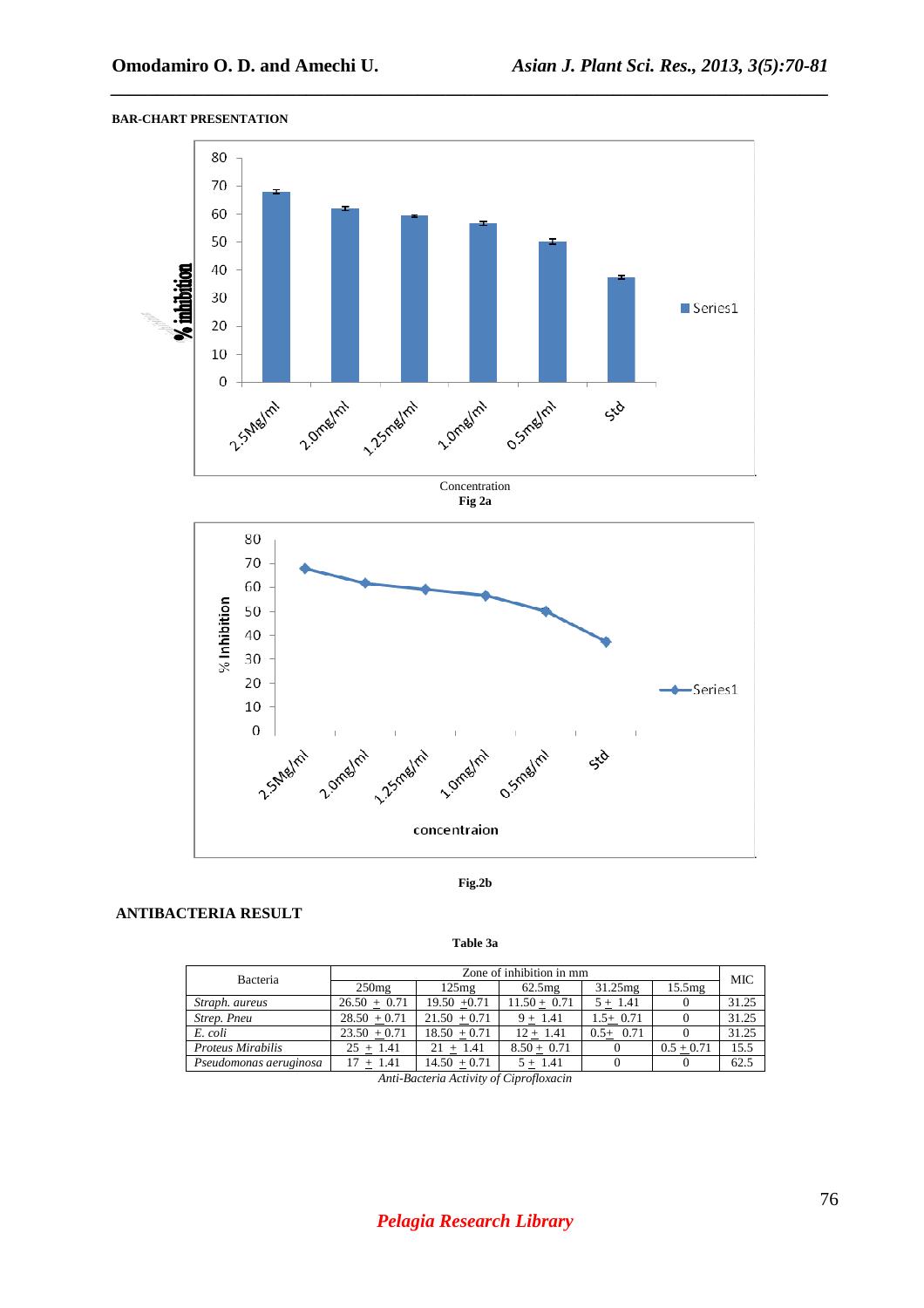**BAR-CHART PRESENTATION**

Concentration

**Fig 2a**

**Fig.2b**

## ANTIBACTERIA RESULT

**Table 3a**

| Bacteria | Zone of inhibition in mm | | | | | MIC |
|---|---|---|---|---|---|---|
| | 250mg | 125mg | 62.5mg | 31.25mg | 15.5mg | |
| *Straph. aureus* | 26.50 ± 0.71 | 19.50 ±0.71 | 11.50 ± 0.71 | 5 ± 1.41 | 0 | 31.25 |
| *Strep. Pneu* | 28.50 ±0.71 | 21.50 ±0.71 | 9 ± 1.41 | 1.5± 0.71 | 0 | 31.25 |
| *E. coli* | 23.50 ±0.71 | 18.50 ±0.71 | 12 ± 1.41 | 0.5± 0.71 | 0 | 31.25 |
| *Proteus Mirabilis* | 25 ± 1.41 | 21 ± 1.41 | 8.50 ± 0.71 | 0 | 0.5 ± 0.71 | 15.5 |
| *Pseudomonas aeruginosa* | 17 ± 1.41 | 14.50 ±0.71 | 5 ± 1.41 | 0 | 0 | 62.5 |

*Anti-Bacteria Activity of Ciprofloxacin*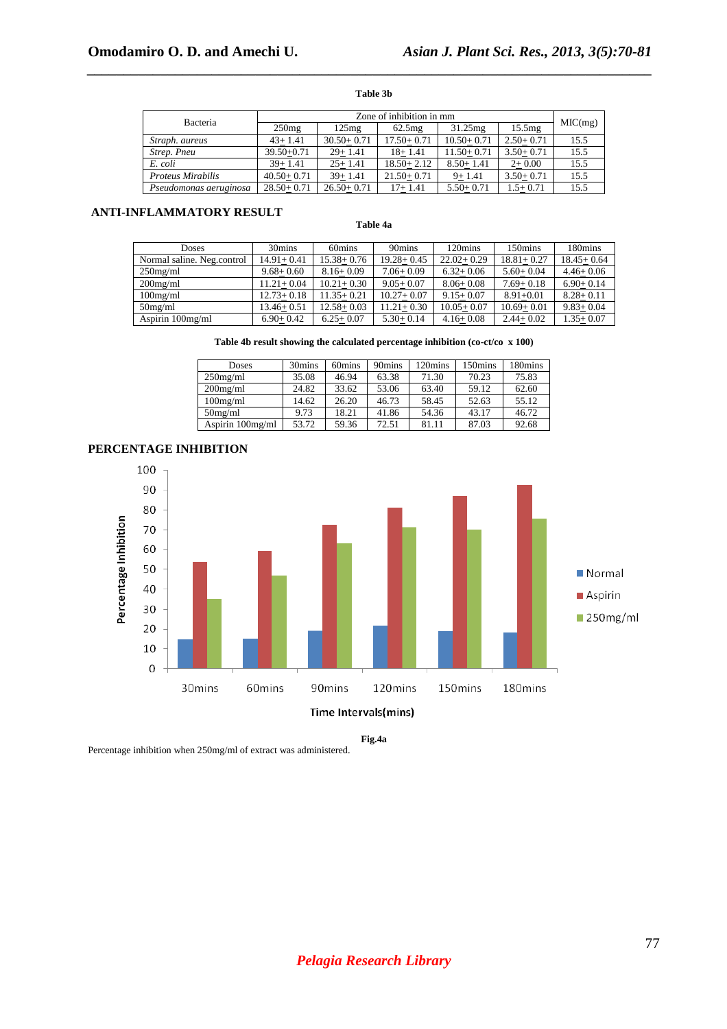**Table 3b**

| Bacteria | Zone of inhibition in mm | | | | | MIC(mg) |
|---|---|---|---|---|---|---|
| | 250mg | 125mg | 62.5mg | 31.25mg | 15.5mg | |
| *Straph. aureus* | 43± 1.41 | 30.50± 0.71 | 17.50± 0.71 | 10.50± 0.71 | 2.50± 0.71 | 15.5 |
| *Strep. Pneu* | 39.50±0.71 | 29± 1.41 | 18± 1.41 | 11.50± 0.71 | 3.50± 0.71 | 15.5 |
| *E. coli* | 39± 1.41 | 25± 1.41 | 18.50± 2.12 | 8.50± 1.41 | 2± 0.00 | 15.5 |
| *Proteus Mirabilis* | 40.50± 0.71 | 39± 1.41 | 21.50± 0.71 | 9± 1.41 | 3.50± 0.71 | 15.5 |
| *Pseudomonas aeruginosa* | 28.50± 0.71 | 26.50± 0.71 | 17± 1.41 | 5.50± 0.71 | 1.5± 0.71 | 15.5 |

## ANTI-INFLAMMATORY RESULT

**Table 4a**

| Doses | 30mins | 60mins | 90mins | 120mins | 150mins | 180mins |
|---|---|---|---|---|---|---|
| Normal saline. Neg.control | 14.91± 0.41 | 15.38± 0.76 | 19.28± 0.45 | 22.02± 0.29 | 18.81± 0.27 | 18.45± 0.64 |
| 250mg/ml | 9.68± 0.60 | 8.16± 0.09 | 7.06± 0.09 | 6.32± 0.06 | 5.60± 0.04 | 4.46± 0.06 |
| 200mg/ml | 11.21± 0.04 | 10.21± 0.30 | 9.05± 0.07 | 8.06± 0.08 | 7.69± 0.18 | 6.90± 0.14 |
| 100mg/ml | 12.73± 0.18 | 11.35± 0.21 | 10.27± 0.07 | 9.15± 0.07 | 8.91±0.01 | 8.28± 0.11 |
| 50mg/ml | 13.46± 0.51 | 12.58± 0.03 | 11.21± 0.30 | 10.05± 0.07 | 10.69± 0.01 | 9.83± 0.04 |
| Aspirin 100mg/ml | 6.90± 0.42 | 6.25± 0.07 | 5.30± 0.14 | 4.16± 0.08 | 2.44± 0.02 | 1.35± 0.07 |

**Table 4b result showing the calculated percentage inhibition (co-ct/co x 100)**

| Doses | 30mins | 60mins | 90mins | 120mins | 150mins | 180mins |
|---|---|---|---|---|---|---|
| 250mg/ml | 35.08 | 46.94 | 63.38 | 71.30 | 70.23 | 75.83 |
| 200mg/ml | 24.82 | 33.62 | 53.06 | 63.40 | 59.12 | 62.60 |
| 100mg/ml | 14.62 | 26.20 | 46.73 | 58.45 | 52.63 | 55.12 |
| 50mg/ml | 9.73 | 18.21 | 41.86 | 54.36 | 43.17 | 46.72 |
| Aspirin 100mg/ml | 53.72 | 59.36 | 72.51 | 81.11 | 87.03 | 92.68 |

## PERCENTAGE INHIBITION

**Fig.4a**

Percentage inhibition when 250mg/ml of extract was administered.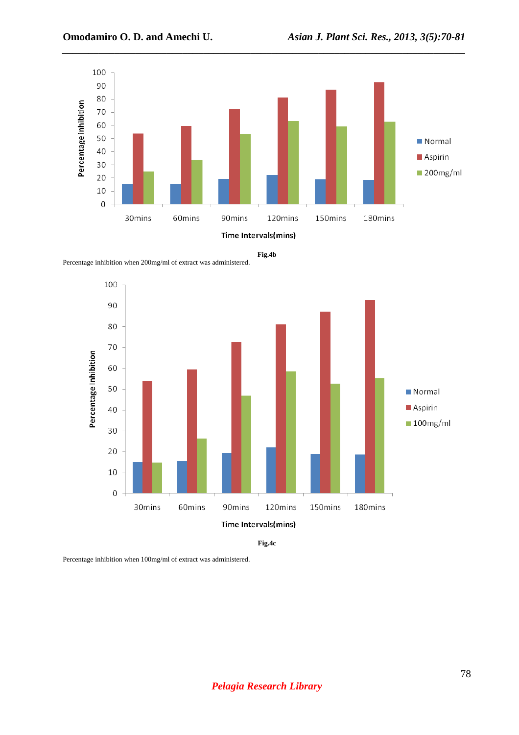Fig.4b

Percentage inhibition when 200mg/ml of extract was administered.

Fig.4c

Percentage inhibition when 100mg/ml of extract was administered.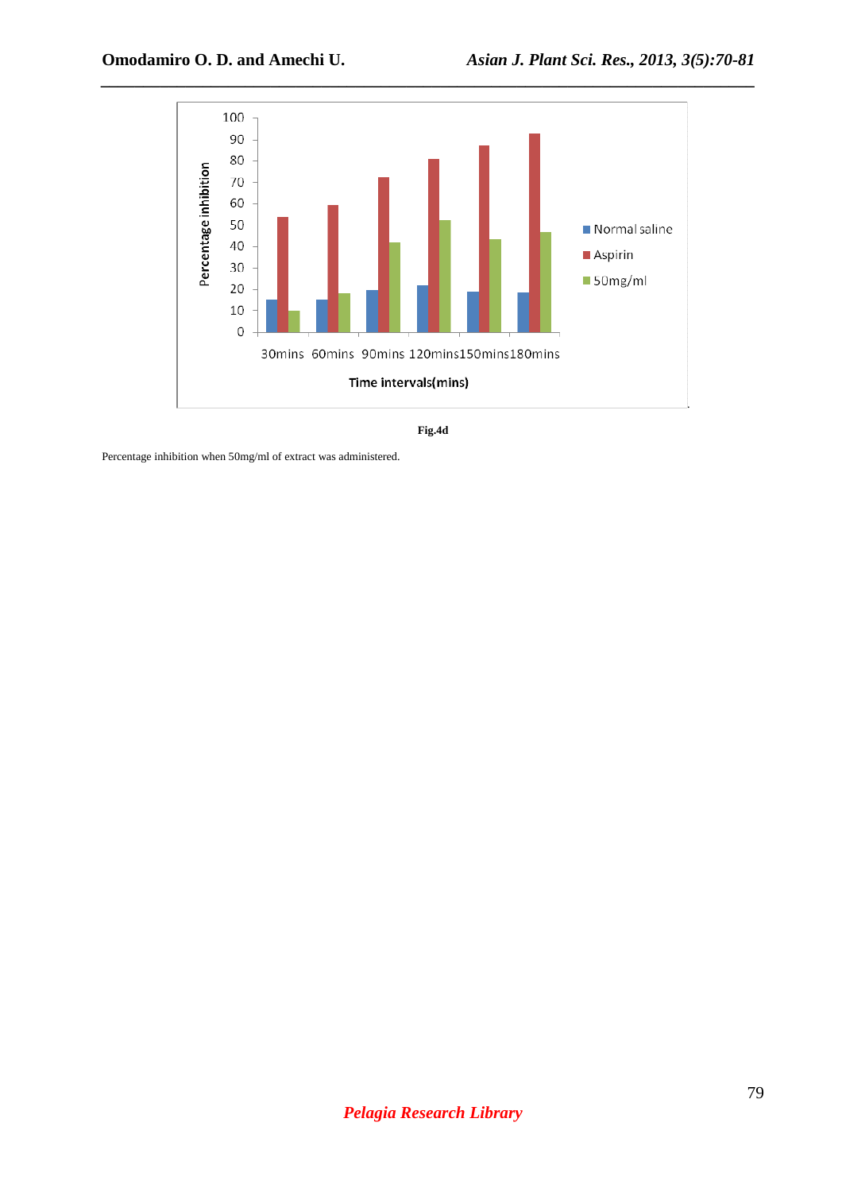Fig.4d

Percentage inhibition when 50mg/ml of extract was administered.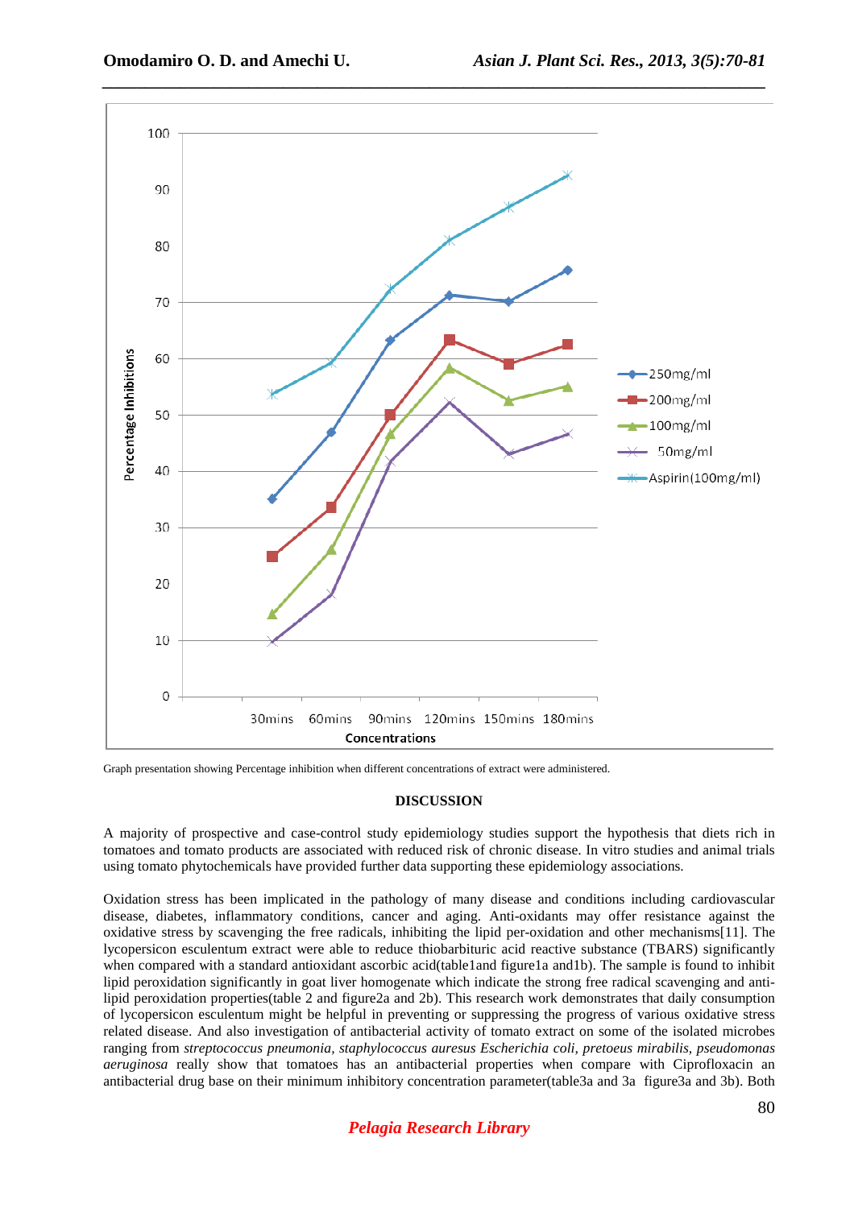Graph presentation showing Percentage inhibition when different concentrations of extract were administered.

## DISCUSSION

A majority of prospective and case-control study epidemiology studies support the hypothesis that diets rich in tomatoes and tomato products are associated with reduced risk of chronic disease. In vitro studies and animal trials using tomato phytochemicals have provided further data supporting these epidemiology associations.

Oxidation stress has been implicated in the pathology of many disease and conditions including cardiovascular disease, diabetes, inflammatory conditions, cancer and aging. Anti-oxidants may offer resistance against the oxidative stress by scavenging the free radicals, inhibiting the lipid per-oxidation and other mechanisms[11]. The lycopersicon esculentum extract were able to reduce thiobarbituric acid reactive substance (TBARS) significantly when compared with a standard antioxidant ascorbic acid(table1and figure1a and1b). The sample is found to inhibit lipid peroxidation significantly in goat liver homogenate which indicate the strong free radical scavenging and anti-lipid peroxidation properties(table 2 and figure2a and 2b). This research work demonstrates that daily consumption of lycopersicon esculentum might be helpful in preventing or suppressing the progress of various oxidative stress related disease. And also investigation of antibacterial activity of tomato extract on some of the isolated microbes ranging from *streptococcus pneumonia, staphylococcus auresus Escherichia coli, pretoeus mirabilis, pseudomonas aeruginosa* really show that tomatoes has an antibacterial properties when compare with Ciprofloxacin an antibacterial drug base on their minimum inhibitory concentration parameter(table3a and 3a figure3a and 3b). Both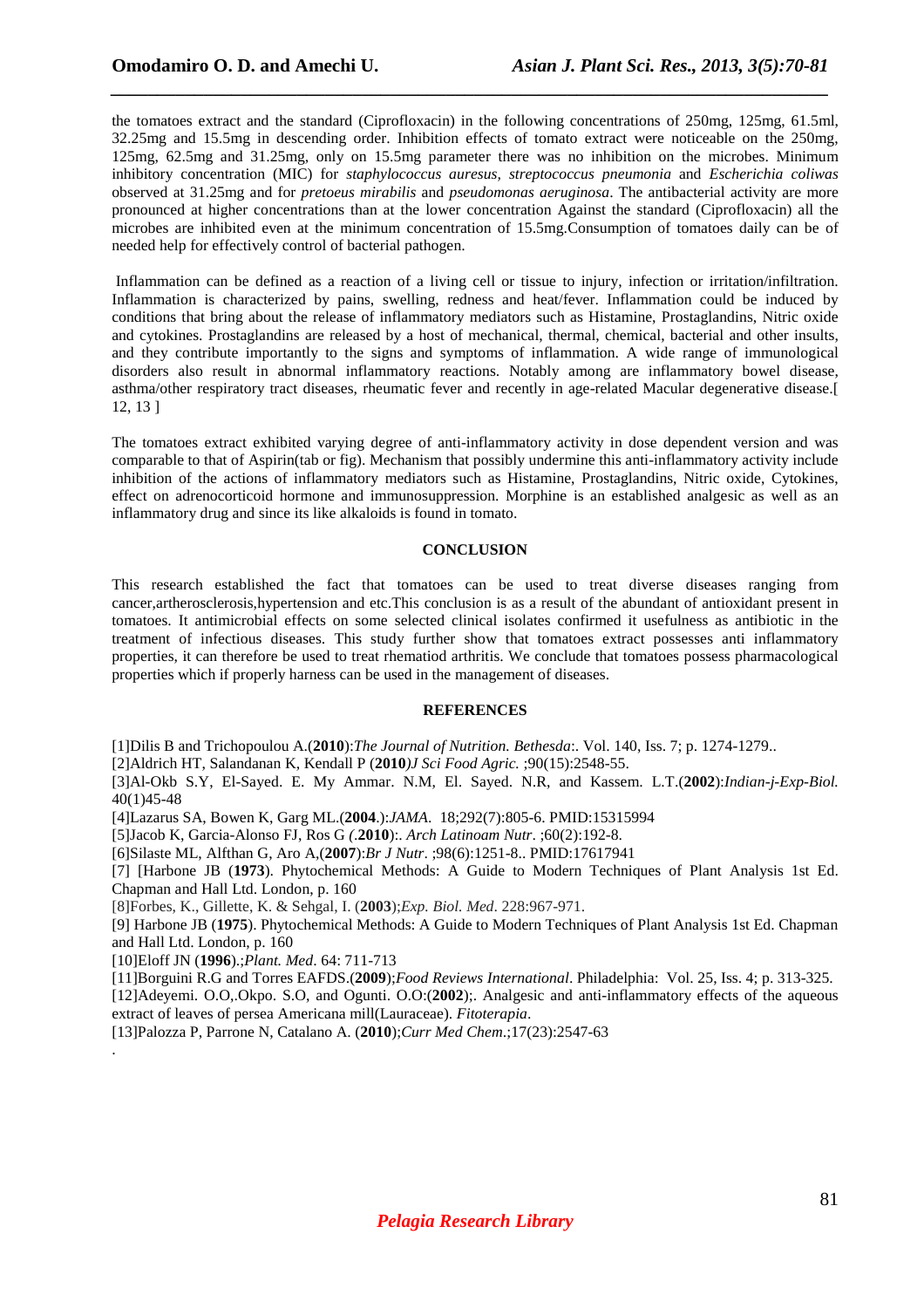the tomatoes extract and the standard (Ciprofloxacin) in the following concentrations of 250mg, 125mg, 61.5ml, 32.25mg and 15.5mg in descending order. Inhibition effects of tomato extract were noticeable on the 250mg, 125mg, 62.5mg and 31.25mg, only on 15.5mg parameter there was no inhibition on the microbes. Minimum inhibitory concentration (MIC) for *staphylococcus auresus, streptococcus pneumonia* and *Escherichia coliwas* observed at 31.25mg and for *pretoeus mirabilis* and *pseudomonas aeruginosa*. The antibacterial activity are more pronounced at higher concentrations than at the lower concentration Against the standard (Ciprofloxacin) all the microbes are inhibited even at the minimum concentration of 15.5mg.Consumption of tomatoes daily can be of needed help for effectively control of bacterial pathogen.

Inflammation can be defined as a reaction of a living cell or tissue to injury, infection or irritation/infiltration. Inflammation is characterized by pains, swelling, redness and heat/fever. Inflammation could be induced by conditions that bring about the release of inflammatory mediators such as Histamine, Prostaglandins, Nitric oxide and cytokines. Prostaglandins are released by a host of mechanical, thermal, chemical, bacterial and other insults, and they contribute importantly to the signs and symptoms of inflammation. A wide range of immunological disorders also result in abnormal inflammatory reactions. Notably among are inflammatory bowel disease, asthma/other respiratory tract diseases, rheumatic fever and recently in age-related Macular degenerative disease.[ 12, 13 ]

The tomatoes extract exhibited varying degree of anti-inflammatory activity in dose dependent version and was comparable to that of Aspirin(tab or fig). Mechanism that possibly undermine this anti-inflammatory activity include inhibition of the actions of inflammatory mediators such as Histamine, Prostaglandins, Nitric oxide, Cytokines, effect on adrenocorticoid hormone and immunosuppression. Morphine is an established analgesic as well as an inflammatory drug and since its like alkaloids is found in tomato.

## CONCLUSION

This research established the fact that tomatoes can be used to treat diverse diseases ranging from cancer,artherosclerosis,hypertension and etc.This conclusion is as a result of the abundant of antioxidant present in tomatoes. It antimicrobial effects on some selected clinical isolates confirmed it usefulness as antibiotic in the treatment of infectious diseases. This study further show that tomatoes extract possesses anti inflammatory properties, it can therefore be used to treat rhematiod arthritis. We conclude that tomatoes possess pharmacological properties which if properly harness can be used in the management of diseases.

## REFERENCES

[1]Dilis B and Trichopoulou A.(**2010**):*The Journal of Nutrition. Bethesda*:. Vol. 140, Iss. 7; p. 1274-1279..

[2]Aldrich HT, Salandanan K, Kendall P (**2010***)J Sci Food Agric.* ;90(15):2548-55.

[3]Al-Okb S.Y, El-Sayed. E. My Ammar. N.M, El. Sayed. N.R, and Kassem. L.T.(**2002**):*Indian-j-Exp-Biol.* 40(1)45-48

[4]Lazarus SA, Bowen K, Garg ML.(**2004**.):*JAMA*. 18;292(7):805-6. PMID:15315994

[5]Jacob K, Garcia-Alonso FJ, Ros G *(*.**2010**):. *Arch Latinoam Nutr*. ;60(2):192-8.

[6]Silaste ML, Alfthan G, Aro A,(**2007**):*Br J Nutr*. ;98(6):1251-8.. PMID:17617941

[7] [Harbone JB (**1973**). Phytochemical Methods: A Guide to Modern Techniques of Plant Analysis 1st Ed. Chapman and Hall Ltd. London, p. 160

[8]Forbes, K., Gillette, K. & Sehgal, I. (**2003**);*Exp. Biol. Med*. 228:967-971.

[9] Harbone JB (**1975**). Phytochemical Methods: A Guide to Modern Techniques of Plant Analysis 1st Ed. Chapman and Hall Ltd. London, p. 160

[10]Eloff JN (**1996**).;*Plant. Med*. 64: 711-713

[11]Borguini R.G and Torres EAFDS.(**2009**);*Food Reviews International*. Philadelphia: Vol. 25, Iss. 4; p. 313-325.

[12]Adeyemi. O.O,.Okpo. S.O, and Ogunti. O.O:(**2002**);. Analgesic and anti-inflammatory effects of the aqueous extract of leaves of persea Americana mill(Lauraceae). *Fitoterapia*.

[13]Palozza P, Parrone N, Catalano A. (**2010**);*Curr Med Chem*.;17(23):2547-63

.